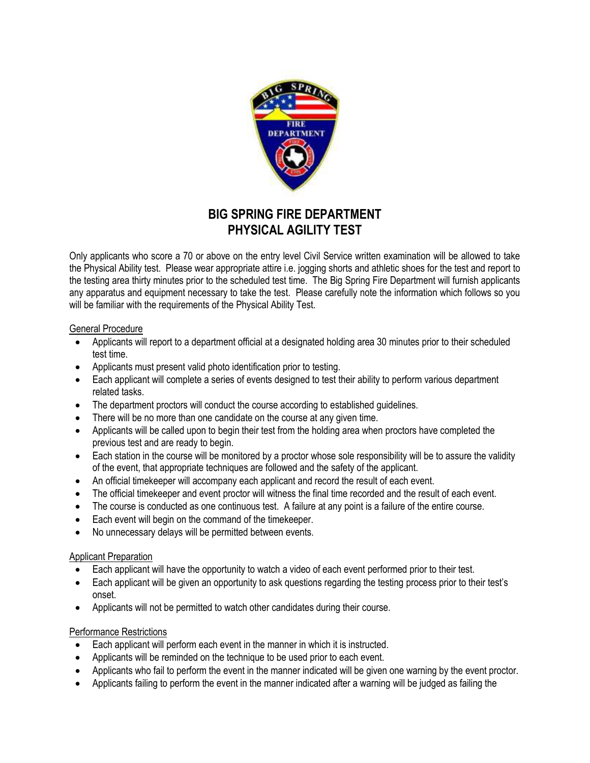# BIG SPRING FIRE DEPARTMENT
# PHYSICAL AGILITY TEST

Only applicants who score a 70 or above on the entry level Civil Service written examination will be allowed to take the Physical Ability test. Please wear appropriate attire i.e. jogging shorts and athletic shoes for the test and report to the testing area thirty minutes prior to the scheduled test time. The Big Spring Fire Department will furnish applicants any apparatus and equipment necessary to take the test. Please carefully note the information which follows so you will be familiar with the requirements of the Physical Ability Test.

## General Procedure

- Applicants will report to a department official at a designated holding area 30 minutes prior to their scheduled test time.
- Applicants must present valid photo identification prior to testing.
- Each applicant will complete a series of events designed to test their ability to perform various department related tasks.
- The department proctors will conduct the course according to established guidelines.
- There will be no more than one candidate on the course at any given time.
- Applicants will be called upon to begin their test from the holding area when proctors have completed the previous test and are ready to begin.
- Each station in the course will be monitored by a proctor whose sole responsibility will be to assure the validity of the event, that appropriate techniques are followed and the safety of the applicant.
- An official timekeeper will accompany each applicant and record the result of each event.
- The official timekeeper and event proctor will witness the final time recorded and the result of each event.
- The course is conducted as one continuous test. A failure at any point is a failure of the entire course.
- Each event will begin on the command of the timekeeper.
- No unnecessary delays will be permitted between events.

## Applicant Preparation

- Each applicant will have the opportunity to watch a video of each event performed prior to their test.
- Each applicant will be given an opportunity to ask questions regarding the testing process prior to their test's onset.
- Applicants will not be permitted to watch other candidates during their course.

## Performance Restrictions

- Each applicant will perform each event in the manner in which it is instructed.
- Applicants will be reminded on the technique to be used prior to each event.
- Applicants who fail to perform the event in the manner indicated will be given one warning by the event proctor.
- Applicants failing to perform the event in the manner indicated after a warning will be judged as failing the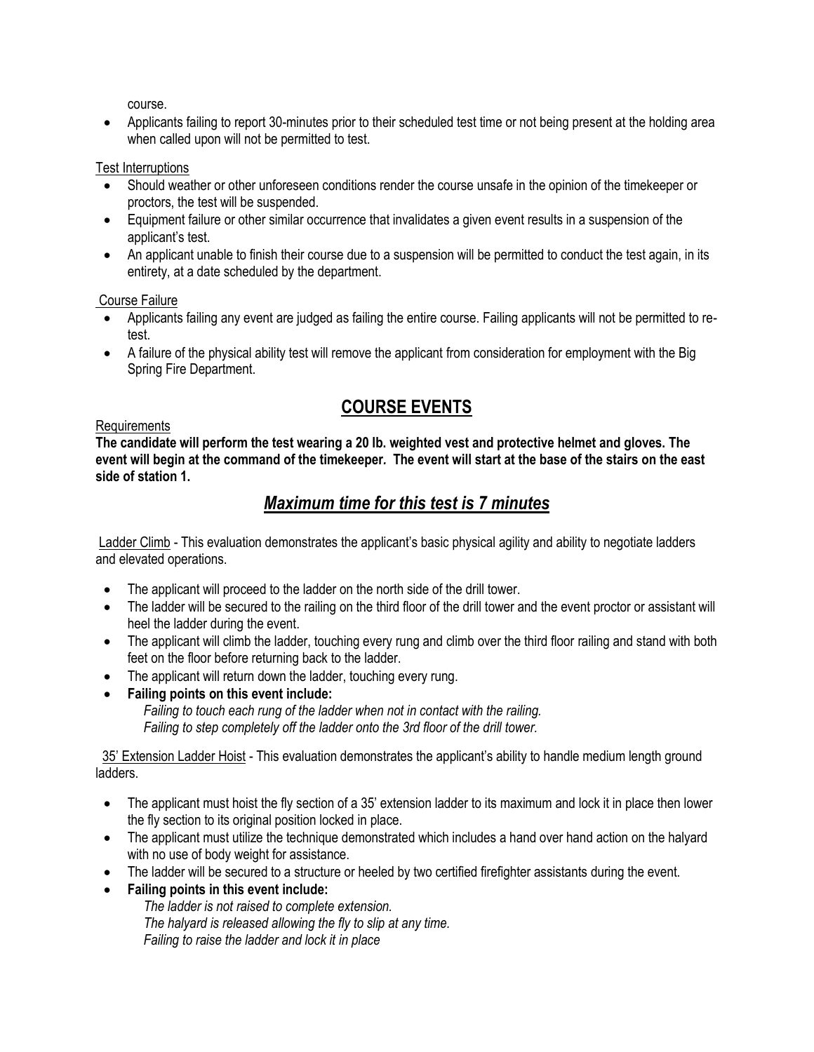course.

- Applicants failing to report 30-minutes prior to their scheduled test time or not being present at the holding area when called upon will not be permitted to test.

Test Interruptions

- Should weather or other unforeseen conditions render the course unsafe in the opinion of the timekeeper or proctors, the test will be suspended.
- Equipment failure or other similar occurrence that invalidates a given event results in a suspension of the applicant's test.
- An applicant unable to finish their course due to a suspension will be permitted to conduct the test again, in its entirety, at a date scheduled by the department.

Course Failure

- Applicants failing any event are judged as failing the entire course. Failing applicants will not be permitted to re-test.
- A failure of the physical ability test will remove the applicant from consideration for employment with the Big Spring Fire Department.

## COURSE EVENTS

Requirements

**The candidate will perform the test wearing a 20 lb. weighted vest and protective helmet and gloves. The event will begin at the command of the timekeeper. The event will start at the base of the stairs on the east side of station 1.**

## *Maximum time for this test is 7 minutes*

Ladder Climb - This evaluation demonstrates the applicant's basic physical agility and ability to negotiate ladders and elevated operations.

- The applicant will proceed to the ladder on the north side of the drill tower.
- The ladder will be secured to the railing on the third floor of the drill tower and the event proctor or assistant will heel the ladder during the event.
- The applicant will climb the ladder, touching every rung and climb over the third floor railing and stand with both feet on the floor before returning back to the ladder.
- The applicant will return down the ladder, touching every rung.
- **Failing points on this event include:**
  *Failing to touch each rung of the ladder when not in contact with the railing.*
  *Failing to step completely off the ladder onto the 3rd floor of the drill tower.*

35' Extension Ladder Hoist - This evaluation demonstrates the applicant's ability to handle medium length ground ladders.

- The applicant must hoist the fly section of a 35' extension ladder to its maximum and lock it in place then lower the fly section to its original position locked in place.
- The applicant must utilize the technique demonstrated which includes a hand over hand action on the halyard with no use of body weight for assistance.
- The ladder will be secured to a structure or heeled by two certified firefighter assistants during the event.
- **Failing points in this event include:**
  *The ladder is not raised to complete extension.*
  *The halyard is released allowing the fly to slip at any time.*
  *Failing to raise the ladder and lock it in place*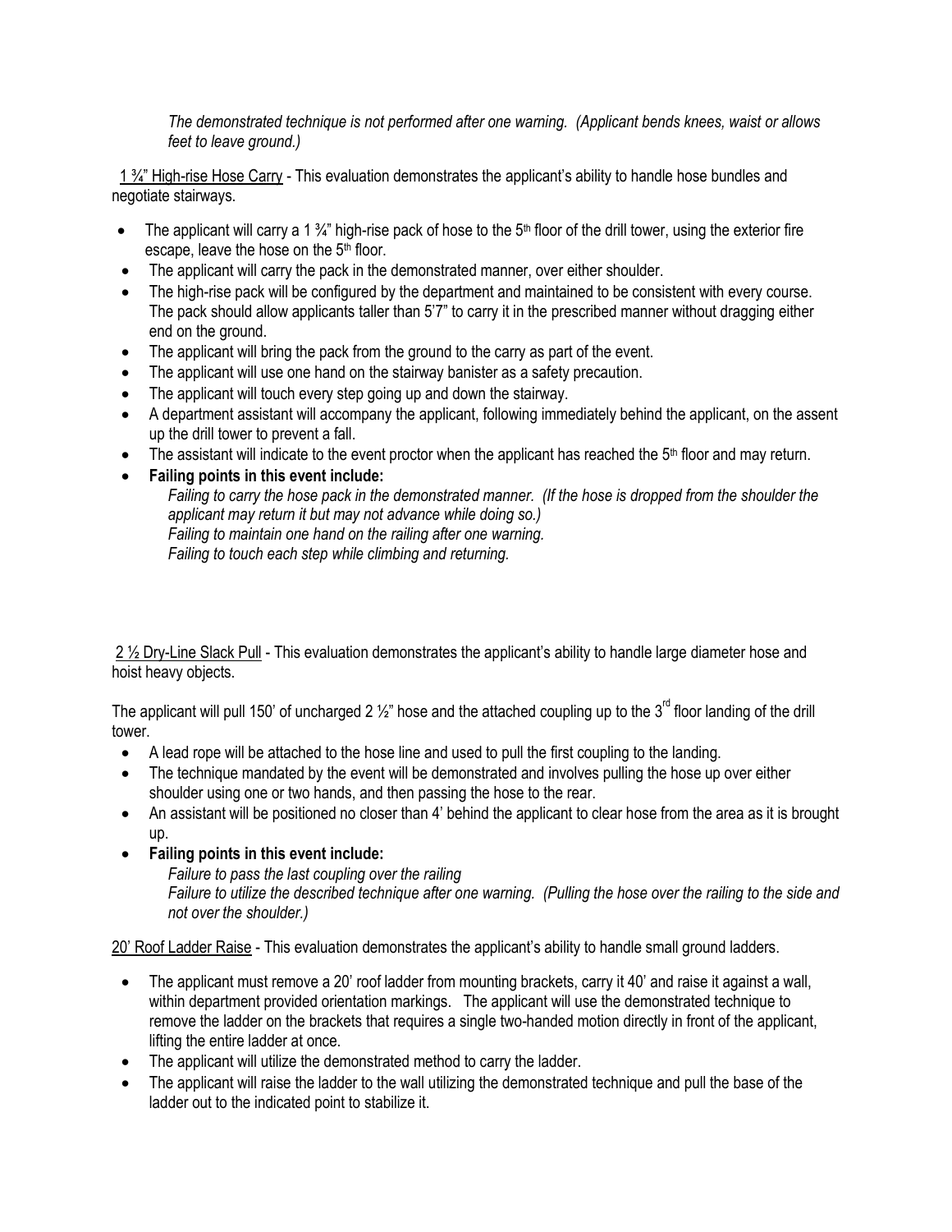*The demonstrated technique is not performed after one warning. (Applicant bends knees, waist or allows feet to leave ground.)*

<u>1 ¾" High-rise Hose Carry</u> - This evaluation demonstrates the applicant's ability to handle hose bundles and negotiate stairways.

- The applicant will carry a 1 ¾" high-rise pack of hose to the 5th floor of the drill tower, using the exterior fire escape, leave the hose on the 5th floor.
- The applicant will carry the pack in the demonstrated manner, over either shoulder.
- The high-rise pack will be configured by the department and maintained to be consistent with every course. The pack should allow applicants taller than 5'7" to carry it in the prescribed manner without dragging either end on the ground.
- The applicant will bring the pack from the ground to the carry as part of the event.
- The applicant will use one hand on the stairway banister as a safety precaution.
- The applicant will touch every step going up and down the stairway.
- A department assistant will accompany the applicant, following immediately behind the applicant, on the assent up the drill tower to prevent a fall.
- The assistant will indicate to the event proctor when the applicant has reached the 5th floor and may return.
- **Failing points in this event include:**
  *Failing to carry the hose pack in the demonstrated manner. (If the hose is dropped from the shoulder the applicant may return it but may not advance while doing so.)*
  *Failing to maintain one hand on the railing after one warning.*
  *Failing to touch each step while climbing and returning.*

<u>2 ½ Dry-Line Slack Pull</u> - This evaluation demonstrates the applicant's ability to handle large diameter hose and hoist heavy objects.

The applicant will pull 150' of uncharged 2 ½" hose and the attached coupling up to the 3rd floor landing of the drill tower.

- A lead rope will be attached to the hose line and used to pull the first coupling to the landing.
- The technique mandated by the event will be demonstrated and involves pulling the hose up over either shoulder using one or two hands, and then passing the hose to the rear.
- An assistant will be positioned no closer than 4' behind the applicant to clear hose from the area as it is brought up.
- **Failing points in this event include:**
  *Failure to pass the last coupling over the railing*
  *Failure to utilize the described technique after one warning. (Pulling the hose over the railing to the side and not over the shoulder.)*

<u>20' Roof Ladder Raise</u> - This evaluation demonstrates the applicant's ability to handle small ground ladders.

- The applicant must remove a 20' roof ladder from mounting brackets, carry it 40' and raise it against a wall, within department provided orientation markings. The applicant will use the demonstrated technique to remove the ladder on the brackets that requires a single two-handed motion directly in front of the applicant, lifting the entire ladder at once.
- The applicant will utilize the demonstrated method to carry the ladder.
- The applicant will raise the ladder to the wall utilizing the demonstrated technique and pull the base of the ladder out to the indicated point to stabilize it.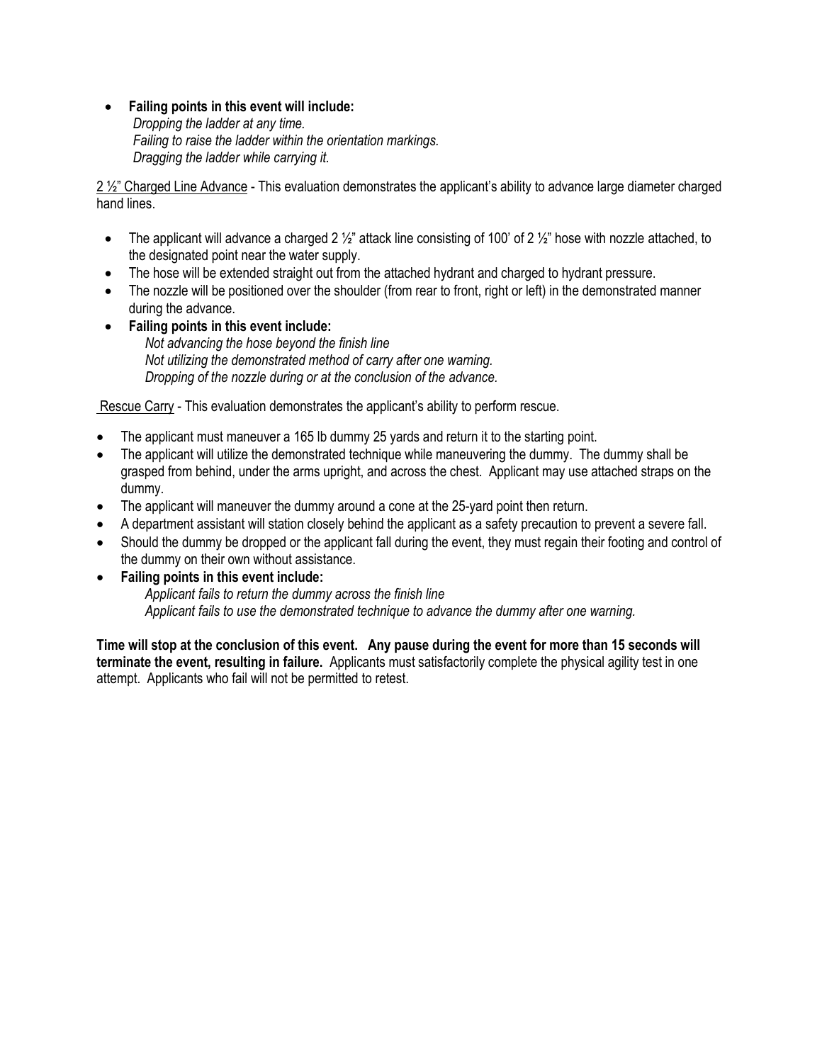- **Failing points in this event will include:**
  *Dropping the ladder at any time.*
  *Failing to raise the ladder within the orientation markings.*
  *Dragging the ladder while carrying it.*

<u>2 ½" Charged Line Advance</u> - This evaluation demonstrates the applicant's ability to advance large diameter charged hand lines.

- The applicant will advance a charged 2 ½" attack line consisting of 100' of 2 ½" hose with nozzle attached, to the designated point near the water supply.
- The hose will be extended straight out from the attached hydrant and charged to hydrant pressure.
- The nozzle will be positioned over the shoulder (from rear to front, right or left) in the demonstrated manner during the advance.
- **Failing points in this event include:**
  *Not advancing the hose beyond the finish line*
  *Not utilizing the demonstrated method of carry after one warning.*
  *Dropping of the nozzle during or at the conclusion of the advance.*

<u>Rescue Carry</u> - This evaluation demonstrates the applicant's ability to perform rescue.

- The applicant must maneuver a 165 lb dummy 25 yards and return it to the starting point.
- The applicant will utilize the demonstrated technique while maneuvering the dummy. The dummy shall be grasped from behind, under the arms upright, and across the chest. Applicant may use attached straps on the dummy.
- The applicant will maneuver the dummy around a cone at the 25-yard point then return.
- A department assistant will station closely behind the applicant as a safety precaution to prevent a severe fall.
- Should the dummy be dropped or the applicant fall during the event, they must regain their footing and control of the dummy on their own without assistance.
- **Failing points in this event include:**
  *Applicant fails to return the dummy across the finish line*
  *Applicant fails to use the demonstrated technique to advance the dummy after one warning.*

**Time will stop at the conclusion of this event. Any pause during the event for more than 15 seconds will terminate the event, resulting in failure.** Applicants must satisfactorily complete the physical agility test in one attempt. Applicants who fail will not be permitted to retest.